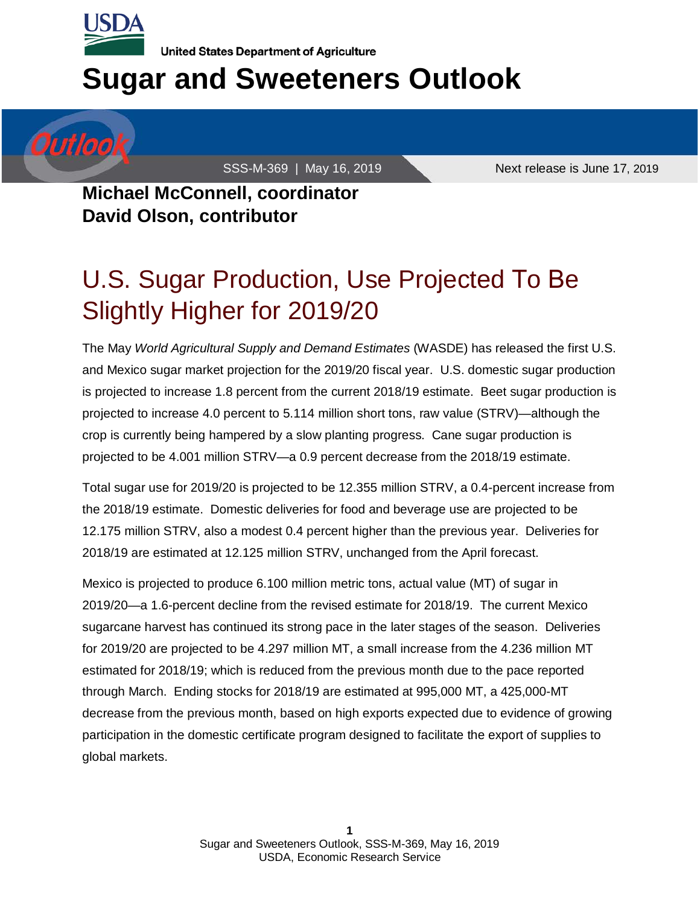United States Department of Agriculture

# Sugar and Sweeteners Outlook

SSS-M-369 | May 16, 2019 Next release is June 17, 2019

**Michael McConnell, coordinator**
**David Olson, contributor**

## U.S. Sugar Production, Use Projected To Be Slightly Higher for 2019/20

The May *World Agricultural Supply and Demand Estimates* (WASDE) has released the first U.S. and Mexico sugar market projection for the 2019/20 fiscal year. U.S. domestic sugar production is projected to increase 1.8 percent from the current 2018/19 estimate. Beet sugar production is projected to increase 4.0 percent to 5.114 million short tons, raw value (STRV)—although the crop is currently being hampered by a slow planting progress. Cane sugar production is projected to be 4.001 million STRV—a 0.9 percent decrease from the 2018/19 estimate.

Total sugar use for 2019/20 is projected to be 12.355 million STRV, a 0.4-percent increase from the 2018/19 estimate. Domestic deliveries for food and beverage use are projected to be 12.175 million STRV, also a modest 0.4 percent higher than the previous year. Deliveries for 2018/19 are estimated at 12.125 million STRV, unchanged from the April forecast.

Mexico is projected to produce 6.100 million metric tons, actual value (MT) of sugar in 2019/20—a 1.6-percent decline from the revised estimate for 2018/19. The current Mexico sugarcane harvest has continued its strong pace in the later stages of the season. Deliveries for 2019/20 are projected to be 4.297 million MT, a small increase from the 4.236 million MT estimated for 2018/19; which is reduced from the previous month due to the pace reported through March. Ending stocks for 2018/19 are estimated at 995,000 MT, a 425,000-MT decrease from the previous month, based on high exports expected due to evidence of growing participation in the domestic certificate program designed to facilitate the export of supplies to global markets.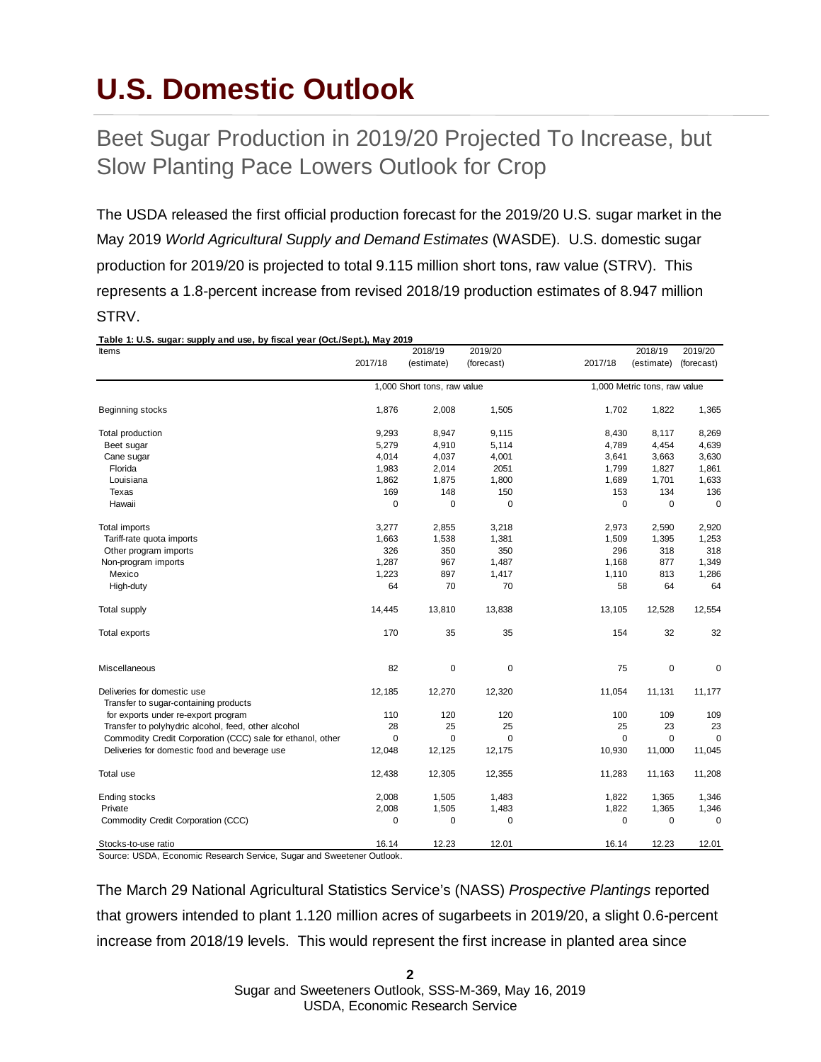# U.S. Domestic Outlook

## Beet Sugar Production in 2019/20 Projected To Increase, but Slow Planting Pace Lowers Outlook for Crop

The USDA released the first official production forecast for the 2019/20 U.S. sugar market in the May 2019 *World Agricultural Supply and Demand Estimates* (WASDE). U.S. domestic sugar production for 2019/20 is projected to total 9.115 million short tons, raw value (STRV). This represents a 1.8-percent increase from revised 2018/19 production estimates of 8.947 million STRV.

**Table 1: U.S. sugar: supply and use, by fiscal year (Oct./Sept.), May 2019**

| Items | 2017/18 | 2018/19 (estimate) | 2019/20 (forecast) | 2017/18 | 2018/19 (estimate) | 2019/20 (forecast) |
|---|---|---|---|---|---|---|
| | 1,000 Short tons, raw value | | | 1,000 Metric tons, raw value | | |
| Beginning stocks | 1,876 | 2,008 | 1,505 | 1,702 | 1,822 | 1,365 |
| Total production | 9,293 | 8,947 | 9,115 | 8,430 | 8,117 | 8,269 |
| Beet sugar | 5,279 | 4,910 | 5,114 | 4,789 | 4,454 | 4,639 |
| Cane sugar | 4,014 | 4,037 | 4,001 | 3,641 | 3,663 | 3,630 |
| Florida | 1,983 | 2,014 | 2051 | 1,799 | 1,827 | 1,861 |
| Louisiana | 1,862 | 1,875 | 1,800 | 1,689 | 1,701 | 1,633 |
| Texas | 169 | 148 | 150 | 153 | 134 | 136 |
| Hawaii | 0 | 0 | 0 | 0 | 0 | 0 |
| Total imports | 3,277 | 2,855 | 3,218 | 2,973 | 2,590 | 2,920 |
| Tariff-rate quota imports | 1,663 | 1,538 | 1,381 | 1,509 | 1,395 | 1,253 |
| Other program imports | 326 | 350 | 350 | 296 | 318 | 318 |
| Non-program imports | 1,287 | 967 | 1,487 | 1,168 | 877 | 1,349 |
| Mexico | 1,223 | 897 | 1,417 | 1,110 | 813 | 1,286 |
| High-duty | 64 | 70 | 70 | 58 | 64 | 64 |
| Total supply | 14,445 | 13,810 | 13,838 | 13,105 | 12,528 | 12,554 |
| Total exports | 170 | 35 | 35 | 154 | 32 | 32 |
| Miscellaneous | 82 | 0 | 0 | 75 | 0 | 0 |
| Deliveries for domestic use | 12,185 | 12,270 | 12,320 | 11,054 | 11,131 | 11,177 |
| Transfer to sugar-containing products for exports under re-export program | 110 | 120 | 120 | 100 | 109 | 109 |
| Transfer to polyhydric alcohol, feed, other alcohol | 28 | 25 | 25 | 25 | 23 | 23 |
| Commodity Credit Corporation (CCC) sale for ethanol, other | 0 | 0 | 0 | 0 | 0 | 0 |
| Deliveries for domestic food and beverage use | 12,048 | 12,125 | 12,175 | 10,930 | 11,000 | 11,045 |
| Total use | 12,438 | 12,305 | 12,355 | 11,283 | 11,163 | 11,208 |
| Ending stocks | 2,008 | 1,505 | 1,483 | 1,822 | 1,365 | 1,346 |
| Private | 2,008 | 1,505 | 1,483 | 1,822 | 1,365 | 1,346 |
| Commodity Credit Corporation (CCC) | 0 | 0 | 0 | 0 | 0 | 0 |
| Stocks-to-use ratio | 16.14 | 12.23 | 12.01 | 16.14 | 12.23 | 12.01 |

Source: USDA, Economic Research Service, Sugar and Sweetener Outlook.

The March 29 National Agricultural Statistics Service's (NASS) *Prospective Plantings* reported that growers intended to plant 1.120 million acres of sugarbeets in 2019/20, a slight 0.6-percent increase from 2018/19 levels. This would represent the first increase in planted area since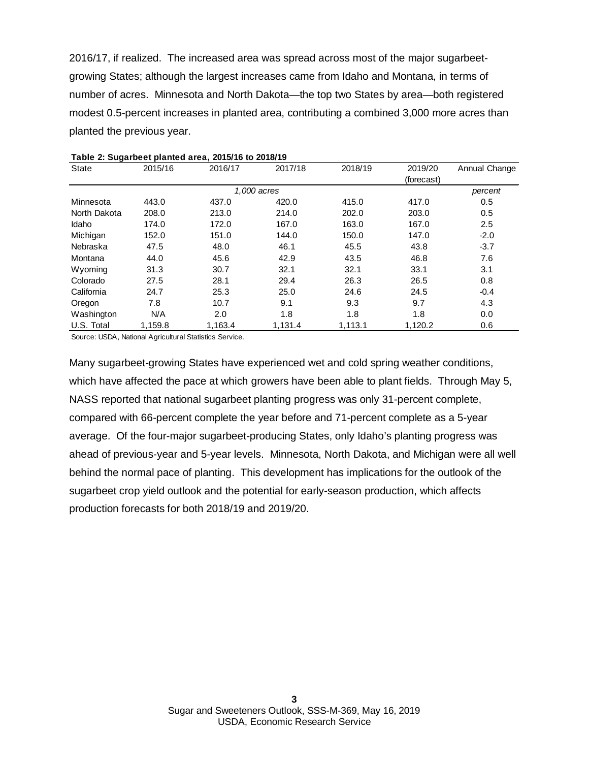2016/17, if realized. The increased area was spread across most of the major sugarbeet-growing States; although the largest increases came from Idaho and Montana, in terms of number of acres. Minnesota and North Dakota—the top two States by area—both registered modest 0.5-percent increases in planted area, contributing a combined 3,000 more acres than planted the previous year.

**Table 2: Sugarbeet planted area, 2015/16 to 2018/19**

| State | 2015/16 | 2016/17 | 2017/18 | 2018/19 | 2019/20 (forecast) | Annual Change |
|---|---|---|---|---|---|---|
| | *1,000 acres* | | | | | *percent* |
| Minnesota | 443.0 | 437.0 | 420.0 | 415.0 | 417.0 | 0.5 |
| North Dakota | 208.0 | 213.0 | 214.0 | 202.0 | 203.0 | 0.5 |
| Idaho | 174.0 | 172.0 | 167.0 | 163.0 | 167.0 | 2.5 |
| Michigan | 152.0 | 151.0 | 144.0 | 150.0 | 147.0 | -2.0 |
| Nebraska | 47.5 | 48.0 | 46.1 | 45.5 | 43.8 | -3.7 |
| Montana | 44.0 | 45.6 | 42.9 | 43.5 | 46.8 | 7.6 |
| Wyoming | 31.3 | 30.7 | 32.1 | 32.1 | 33.1 | 3.1 |
| Colorado | 27.5 | 28.1 | 29.4 | 26.3 | 26.5 | 0.8 |
| California | 24.7 | 25.3 | 25.0 | 24.6 | 24.5 | -0.4 |
| Oregon | 7.8 | 10.7 | 9.1 | 9.3 | 9.7 | 4.3 |
| Washington | N/A | 2.0 | 1.8 | 1.8 | 1.8 | 0.0 |
| U.S. Total | 1,159.8 | 1,163.4 | 1,131.4 | 1,113.1 | 1,120.2 | 0.6 |

Source: USDA, National Agricultural Statistics Service.

Many sugarbeet-growing States have experienced wet and cold spring weather conditions, which have affected the pace at which growers have been able to plant fields. Through May 5, NASS reported that national sugarbeet planting progress was only 31-percent complete, compared with 66-percent complete the year before and 71-percent complete as a 5-year average. Of the four-major sugarbeet-producing States, only Idaho's planting progress was ahead of previous-year and 5-year levels. Minnesota, North Dakota, and Michigan were all well behind the normal pace of planting. This development has implications for the outlook of the sugarbeet crop yield outlook and the potential for early-season production, which affects production forecasts for both 2018/19 and 2019/20.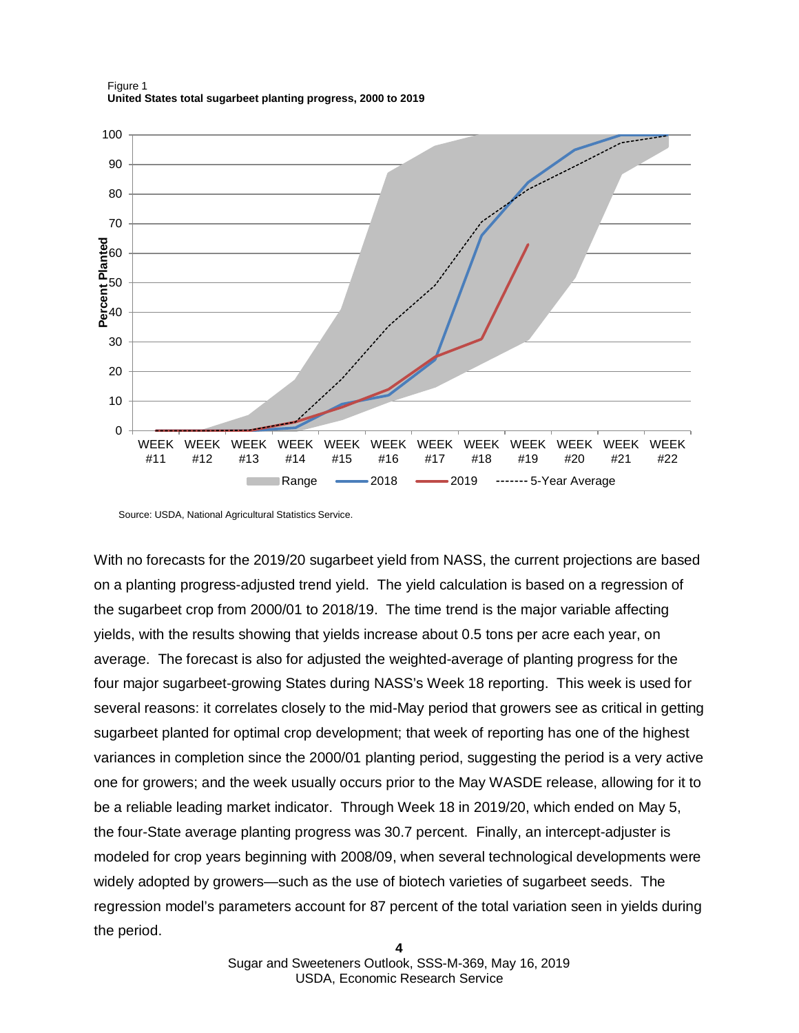Figure 1
**United States total sugarbeet planting progress, 2000 to 2019**

Source: USDA, National Agricultural Statistics Service.

With no forecasts for the 2019/20 sugarbeet yield from NASS, the current projections are based on a planting progress-adjusted trend yield. The yield calculation is based on a regression of the sugarbeet crop from 2000/01 to 2018/19. The time trend is the major variable affecting yields, with the results showing that yields increase about 0.5 tons per acre each year, on average. The forecast is also for adjusted the weighted-average of planting progress for the four major sugarbeet-growing States during NASS's Week 18 reporting. This week is used for several reasons: it correlates closely to the mid-May period that growers see as critical in getting sugarbeet planted for optimal crop development; that week of reporting has one of the highest variances in completion since the 2000/01 planting period, suggesting the period is a very active one for growers; and the week usually occurs prior to the May WASDE release, allowing for it to be a reliable leading market indicator. Through Week 18 in 2019/20, which ended on May 5, the four-State average planting progress was 30.7 percent. Finally, an intercept-adjuster is modeled for crop years beginning with 2008/09, when several technological developments were widely adopted by growers—such as the use of biotech varieties of sugarbeet seeds. The regression model's parameters account for 87 percent of the total variation seen in yields during the period.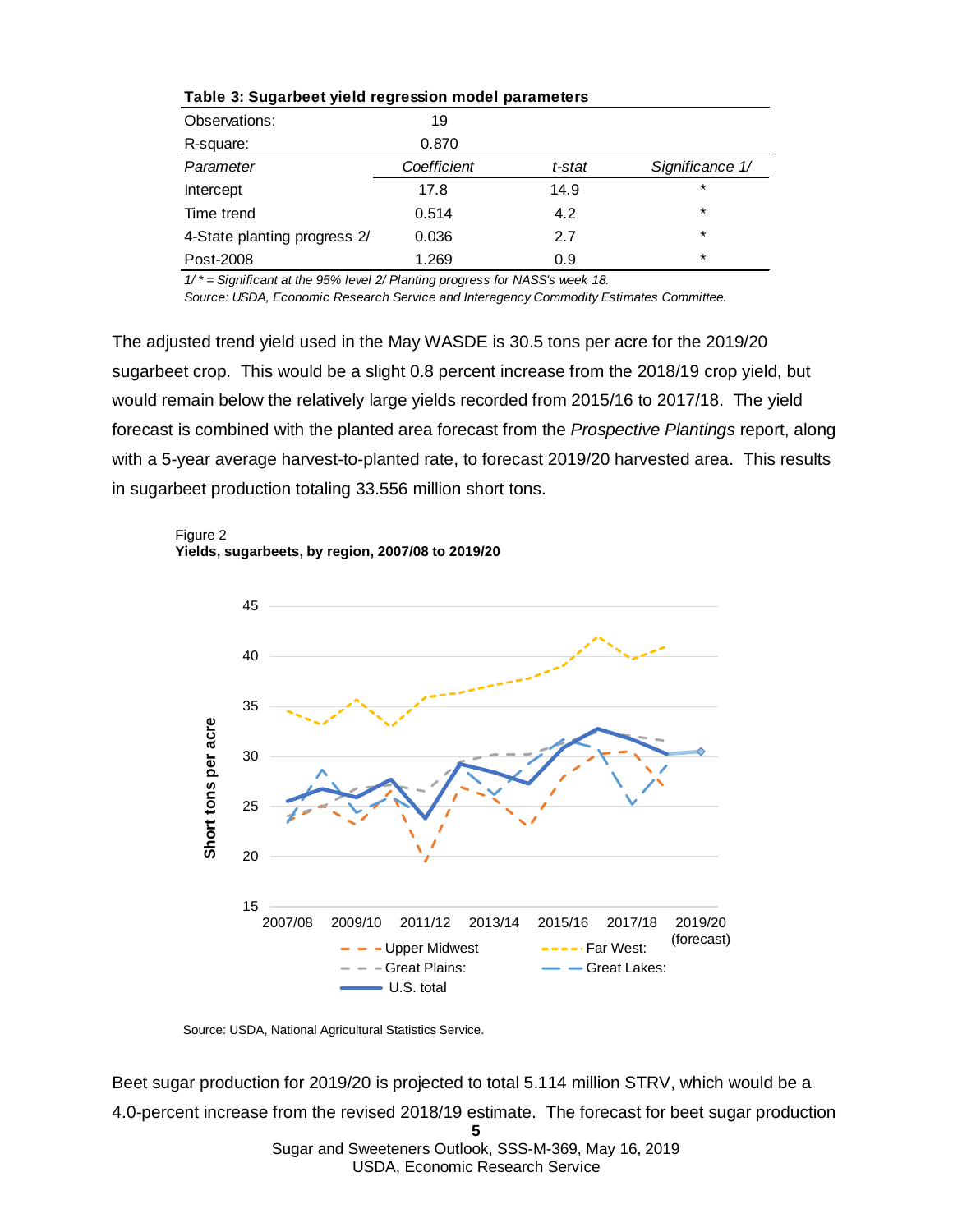**Table 3: Sugarbeet yield regression model parameters**

| Observations: | 19 | | |
|---|---|---|---|
| R-square: | 0.870 | | |
| *Parameter* | *Coefficient* | *t-stat* | *Significance 1/* |
| Intercept | 17.8 | 14.9 | * |
| Time trend | 0.514 | 4.2 | * |
| 4-State planting progress 2/ | 0.036 | 2.7 | * |
| Post-2008 | 1.269 | 0.9 | * |

*1/ * = Significant at the 95% level 2/ Planting progress for NASS's week 18.*

*Source: USDA, Economic Research Service and Interagency Commodity Estimates Committee.*

The adjusted trend yield used in the May WASDE is 30.5 tons per acre for the 2019/20 sugarbeet crop. This would be a slight 0.8 percent increase from the 2018/19 crop yield, but would remain below the relatively large yields recorded from 2015/16 to 2017/18. The yield forecast is combined with the planted area forecast from the *Prospective Plantings* report, along with a 5-year average harvest-to-planted rate, to forecast 2019/20 harvested area. This results in sugarbeet production totaling 33.556 million short tons.

Figure 2
**Yields, sugarbeets, by region, 2007/08 to 2019/20**

Source: USDA, National Agricultural Statistics Service.

Beet sugar production for 2019/20 is projected to total 5.114 million STRV, which would be a 4.0-percent increase from the revised 2018/19 estimate. The forecast for beet sugar production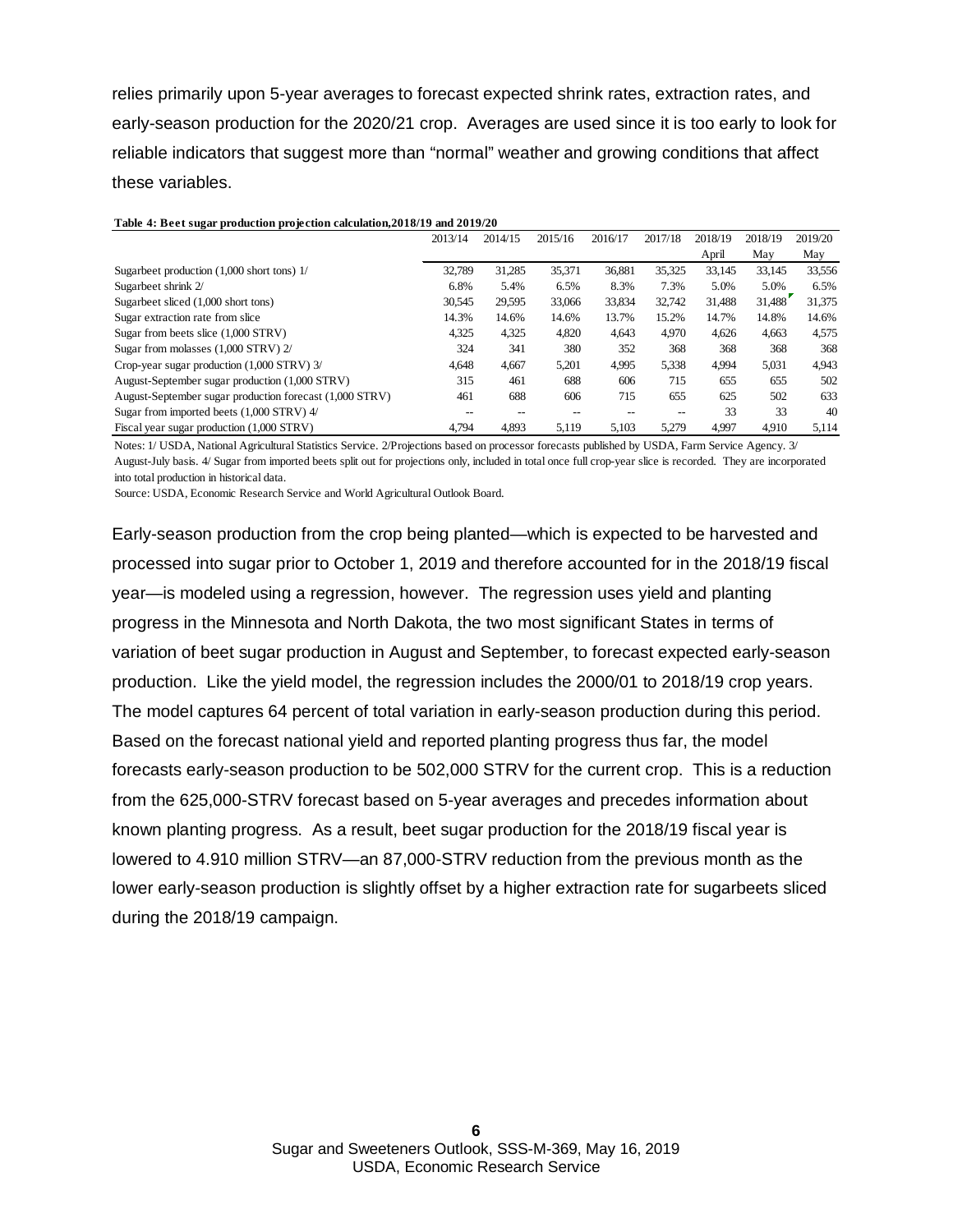relies primarily upon 5-year averages to forecast expected shrink rates, extraction rates, and early-season production for the 2020/21 crop. Averages are used since it is too early to look for reliable indicators that suggest more than "normal" weather and growing conditions that affect these variables.

**Table 4: Beet sugar production projection calculation,2018/19 and 2019/20**

| | 2013/14 | 2014/15 | 2015/16 | 2016/17 | 2017/18 | 2018/19 | 2018/19 | 2019/20 |
|---|---|---|---|---|---|---|---|---|
| | | | | | | April | May | May |
| Sugarbeet production (1,000 short tons) 1/ | 32,789 | 31,285 | 35,371 | 36,881 | 35,325 | 33,145 | 33,145 | 33,556 |
| Sugarbeet shrink 2/ | 6.8% | 5.4% | 6.5% | 8.3% | 7.3% | 5.0% | 5.0% | 6.5% |
| Sugarbeet sliced (1,000 short tons) | 30,545 | 29,595 | 33,066 | 33,834 | 32,742 | 31,488 | 31,488 | 31,375 |
| Sugar extraction rate from slice | 14.3% | 14.6% | 14.6% | 13.7% | 15.2% | 14.7% | 14.8% | 14.6% |
| Sugar from beets slice (1,000 STRV) | 4,325 | 4,325 | 4,820 | 4,643 | 4,970 | 4,626 | 4,663 | 4,575 |
| Sugar from molasses (1,000 STRV) 2/ | 324 | 341 | 380 | 352 | 368 | 368 | 368 | 368 |
| Crop-year sugar production (1,000 STRV) 3/ | 4,648 | 4,667 | 5,201 | 4,995 | 5,338 | 4,994 | 5,031 | 4,943 |
| August-September sugar production (1,000 STRV) | 315 | 461 | 688 | 606 | 715 | 655 | 655 | 502 |
| August-September sugar production forecast (1,000 STRV) | 461 | 688 | 606 | 715 | 655 | 625 | 502 | 633 |
| Sugar from imported beets (1,000 STRV) 4/ | -- | -- | -- | -- | -- | 33 | 33 | 40 |
| Fiscal year sugar production (1,000 STRV) | 4,794 | 4,893 | 5,119 | 5,103 | 5,279 | 4,997 | 4,910 | 5,114 |

Notes: 1/ USDA, National Agricultural Statistics Service. 2/Projections based on processor forecasts published by USDA, Farm Service Agency. 3/ August-July basis. 4/ Sugar from imported beets split out for projections only, included in total once full crop-year slice is recorded. They are incorporated into total production in historical data.

Source: USDA, Economic Research Service and World Agricultural Outlook Board.

Early-season production from the crop being planted—which is expected to be harvested and processed into sugar prior to October 1, 2019 and therefore accounted for in the 2018/19 fiscal year—is modeled using a regression, however. The regression uses yield and planting progress in the Minnesota and North Dakota, the two most significant States in terms of variation of beet sugar production in August and September, to forecast expected early-season production. Like the yield model, the regression includes the 2000/01 to 2018/19 crop years. The model captures 64 percent of total variation in early-season production during this period. Based on the forecast national yield and reported planting progress thus far, the model forecasts early-season production to be 502,000 STRV for the current crop. This is a reduction from the 625,000-STRV forecast based on 5-year averages and precedes information about known planting progress. As a result, beet sugar production for the 2018/19 fiscal year is lowered to 4.910 million STRV—an 87,000-STRV reduction from the previous month as the lower early-season production is slightly offset by a higher extraction rate for sugarbeets sliced during the 2018/19 campaign.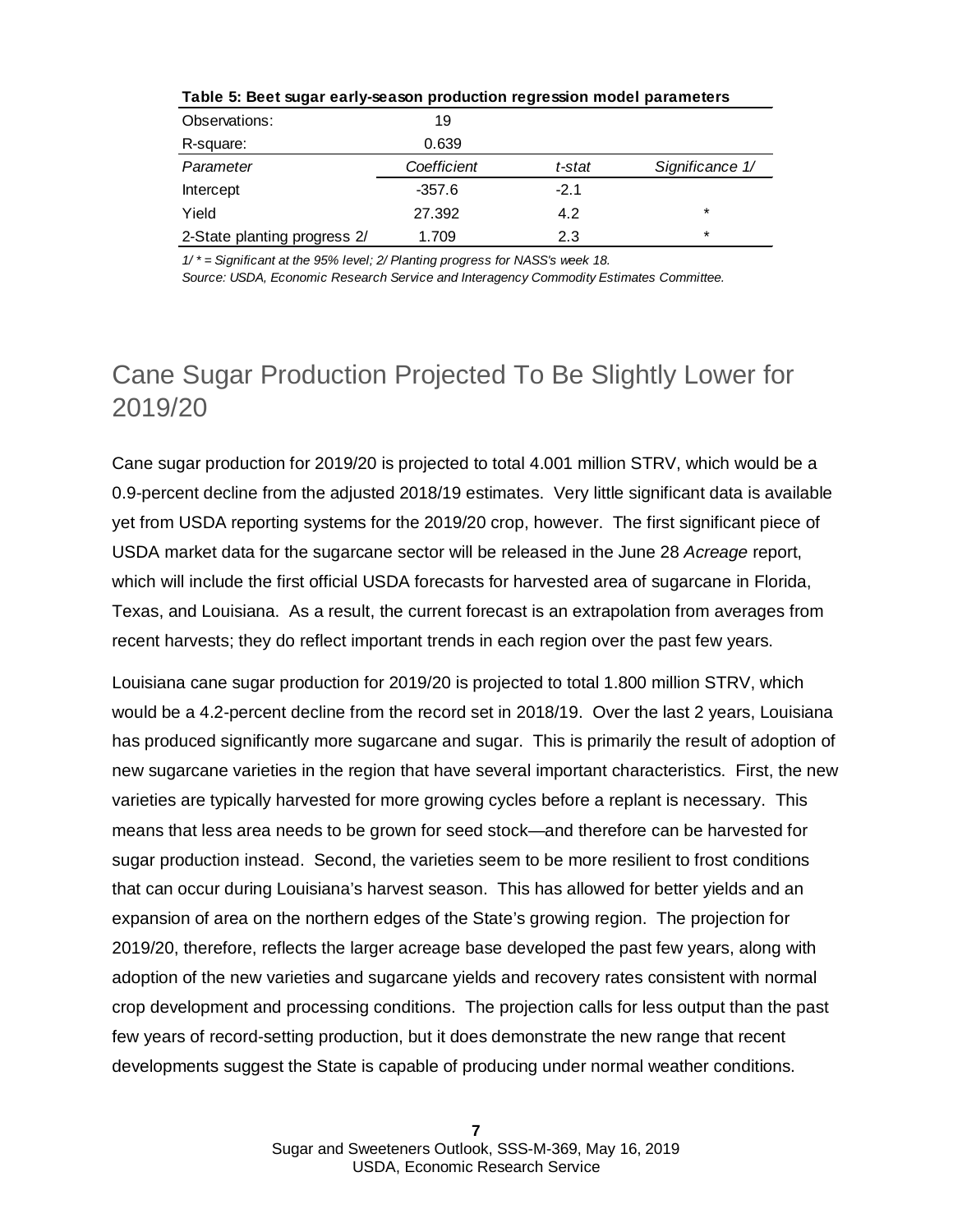**Table 5: Beet sugar early-season production regression model parameters**

| Observations: | 19 | | |
|---|---|---|---|
| R-square: | 0.639 | | |
| *Parameter* | *Coefficient* | *t-stat* | *Significance 1/* |
| Intercept | -357.6 | -2.1 | |
| Yield | 27.392 | 4.2 | * |
| 2-State planting progress 2/ | 1.709 | 2.3 | * |

*1/ * = Significant at the 95% level; 2/ Planting progress for NASS's week 18.*

*Source: USDA, Economic Research Service and Interagency Commodity Estimates Committee.*

# Cane Sugar Production Projected To Be Slightly Lower for 2019/20

Cane sugar production for 2019/20 is projected to total 4.001 million STRV, which would be a 0.9-percent decline from the adjusted 2018/19 estimates. Very little significant data is available yet from USDA reporting systems for the 2019/20 crop, however. The first significant piece of USDA market data for the sugarcane sector will be released in the June 28 *Acreage* report, which will include the first official USDA forecasts for harvested area of sugarcane in Florida, Texas, and Louisiana. As a result, the current forecast is an extrapolation from averages from recent harvests; they do reflect important trends in each region over the past few years.

Louisiana cane sugar production for 2019/20 is projected to total 1.800 million STRV, which would be a 4.2-percent decline from the record set in 2018/19. Over the last 2 years, Louisiana has produced significantly more sugarcane and sugar. This is primarily the result of adoption of new sugarcane varieties in the region that have several important characteristics. First, the new varieties are typically harvested for more growing cycles before a replant is necessary. This means that less area needs to be grown for seed stock—and therefore can be harvested for sugar production instead. Second, the varieties seem to be more resilient to frost conditions that can occur during Louisiana's harvest season. This has allowed for better yields and an expansion of area on the northern edges of the State's growing region. The projection for 2019/20, therefore, reflects the larger acreage base developed the past few years, along with adoption of the new varieties and sugarcane yields and recovery rates consistent with normal crop development and processing conditions. The projection calls for less output than the past few years of record-setting production, but it does demonstrate the new range that recent developments suggest the State is capable of producing under normal weather conditions.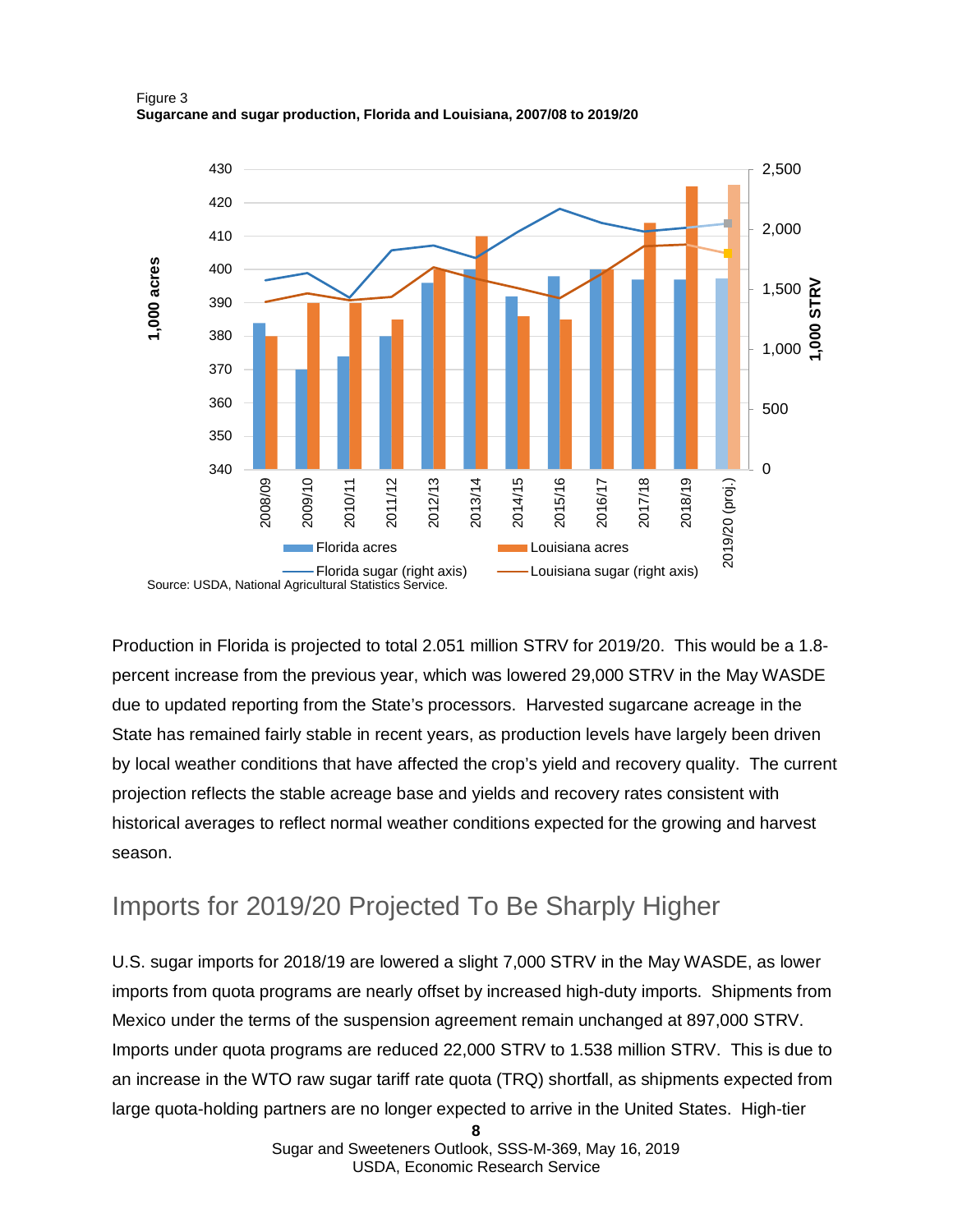Figure 3
**Sugarcane and sugar production, Florida and Louisiana, 2007/08 to 2019/20**

Source: USDA, National Agricultural Statistics Service.

Production in Florida is projected to total 2.051 million STRV for 2019/20. This would be a 1.8-percent increase from the previous year, which was lowered 29,000 STRV in the May WASDE due to updated reporting from the State's processors. Harvested sugarcane acreage in the State has remained fairly stable in recent years, as production levels have largely been driven by local weather conditions that have affected the crop's yield and recovery quality. The current projection reflects the stable acreage base and yields and recovery rates consistent with historical averages to reflect normal weather conditions expected for the growing and harvest season.

## Imports for 2019/20 Projected To Be Sharply Higher

U.S. sugar imports for 2018/19 are lowered a slight 7,000 STRV in the May WASDE, as lower imports from quota programs are nearly offset by increased high-duty imports. Shipments from Mexico under the terms of the suspension agreement remain unchanged at 897,000 STRV. Imports under quota programs are reduced 22,000 STRV to 1.538 million STRV. This is due to an increase in the WTO raw sugar tariff rate quota (TRQ) shortfall, as shipments expected from large quota-holding partners are no longer expected to arrive in the United States. High-tier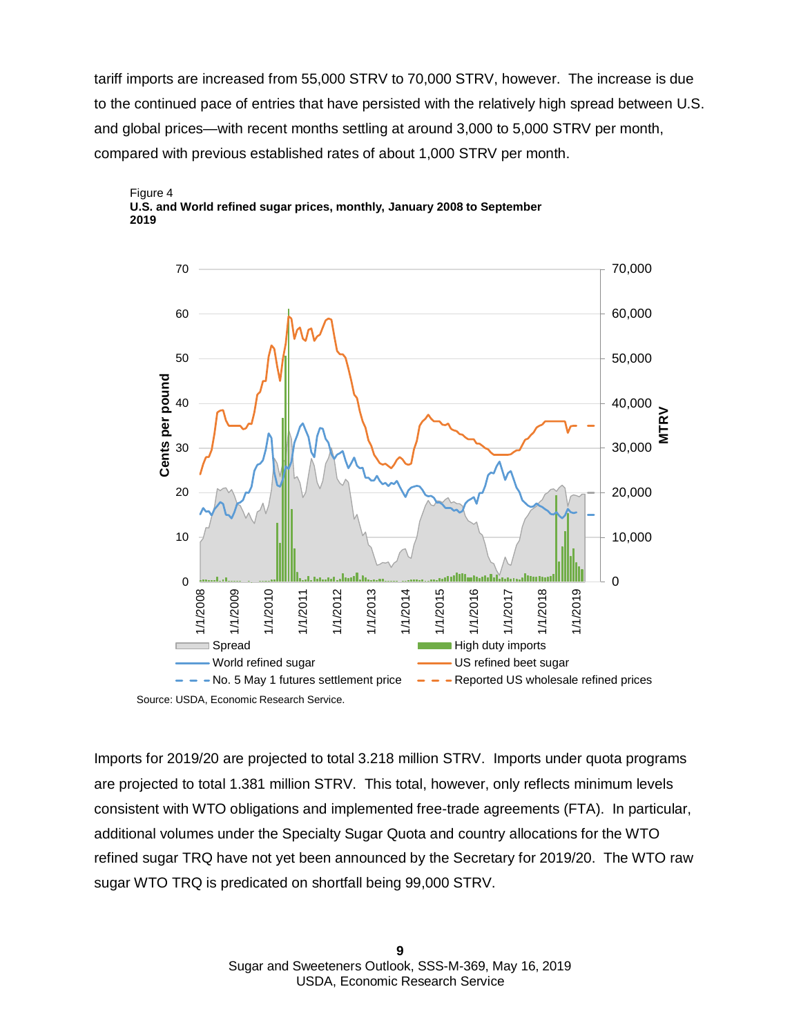tariff imports are increased from 55,000 STRV to 70,000 STRV, however. The increase is due to the continued pace of entries that have persisted with the relatively high spread between U.S. and global prices—with recent months settling at around 3,000 to 5,000 STRV per month, compared with previous established rates of about 1,000 STRV per month.

Figure 4
**U.S. and World refined sugar prices, monthly, January 2008 to September 2019**

Source: USDA, Economic Research Service.

Imports for 2019/20 are projected to total 3.218 million STRV. Imports under quota programs are projected to total 1.381 million STRV. This total, however, only reflects minimum levels consistent with WTO obligations and implemented free-trade agreements (FTA). In particular, additional volumes under the Specialty Sugar Quota and country allocations for the WTO refined sugar TRQ have not yet been announced by the Secretary for 2019/20. The WTO raw sugar WTO TRQ is predicated on shortfall being 99,000 STRV.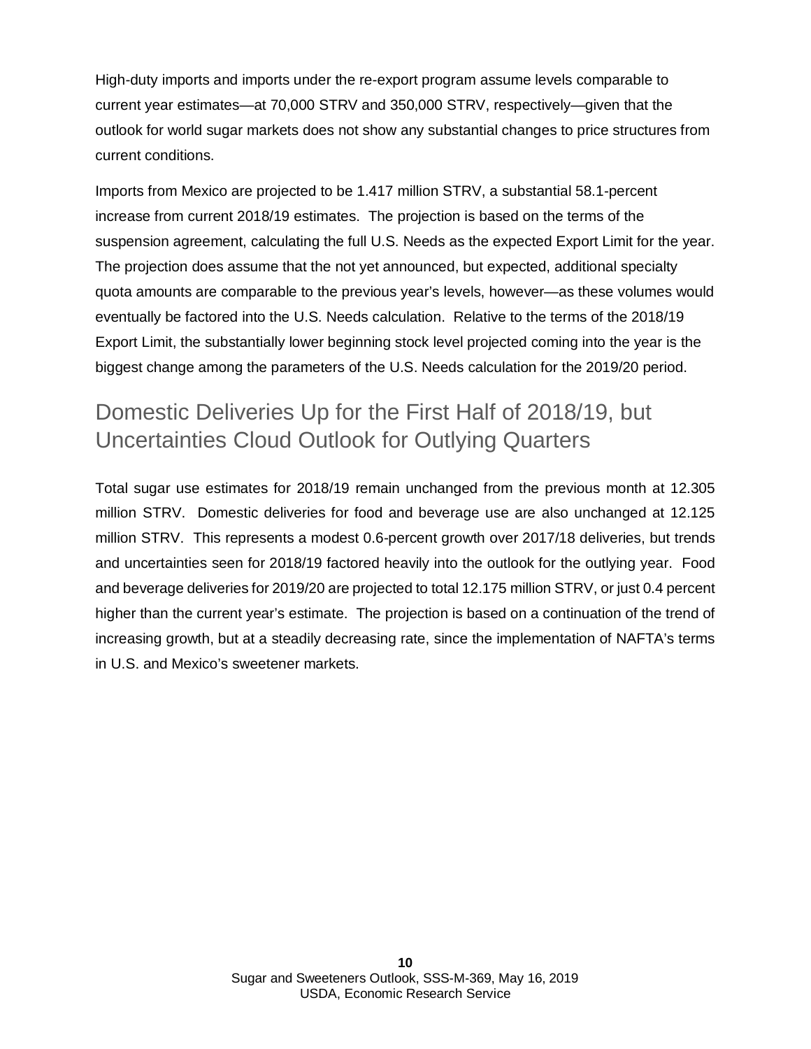High-duty imports and imports under the re-export program assume levels comparable to current year estimates—at 70,000 STRV and 350,000 STRV, respectively—given that the outlook for world sugar markets does not show any substantial changes to price structures from current conditions.

Imports from Mexico are projected to be 1.417 million STRV, a substantial 58.1-percent increase from current 2018/19 estimates. The projection is based on the terms of the suspension agreement, calculating the full U.S. Needs as the expected Export Limit for the year. The projection does assume that the not yet announced, but expected, additional specialty quota amounts are comparable to the previous year's levels, however—as these volumes would eventually be factored into the U.S. Needs calculation. Relative to the terms of the 2018/19 Export Limit, the substantially lower beginning stock level projected coming into the year is the biggest change among the parameters of the U.S. Needs calculation for the 2019/20 period.

## Domestic Deliveries Up for the First Half of 2018/19, but Uncertainties Cloud Outlook for Outlying Quarters

Total sugar use estimates for 2018/19 remain unchanged from the previous month at 12.305 million STRV. Domestic deliveries for food and beverage use are also unchanged at 12.125 million STRV. This represents a modest 0.6-percent growth over 2017/18 deliveries, but trends and uncertainties seen for 2018/19 factored heavily into the outlook for the outlying year. Food and beverage deliveries for 2019/20 are projected to total 12.175 million STRV, or just 0.4 percent higher than the current year's estimate. The projection is based on a continuation of the trend of increasing growth, but at a steadily decreasing rate, since the implementation of NAFTA's terms in U.S. and Mexico's sweetener markets.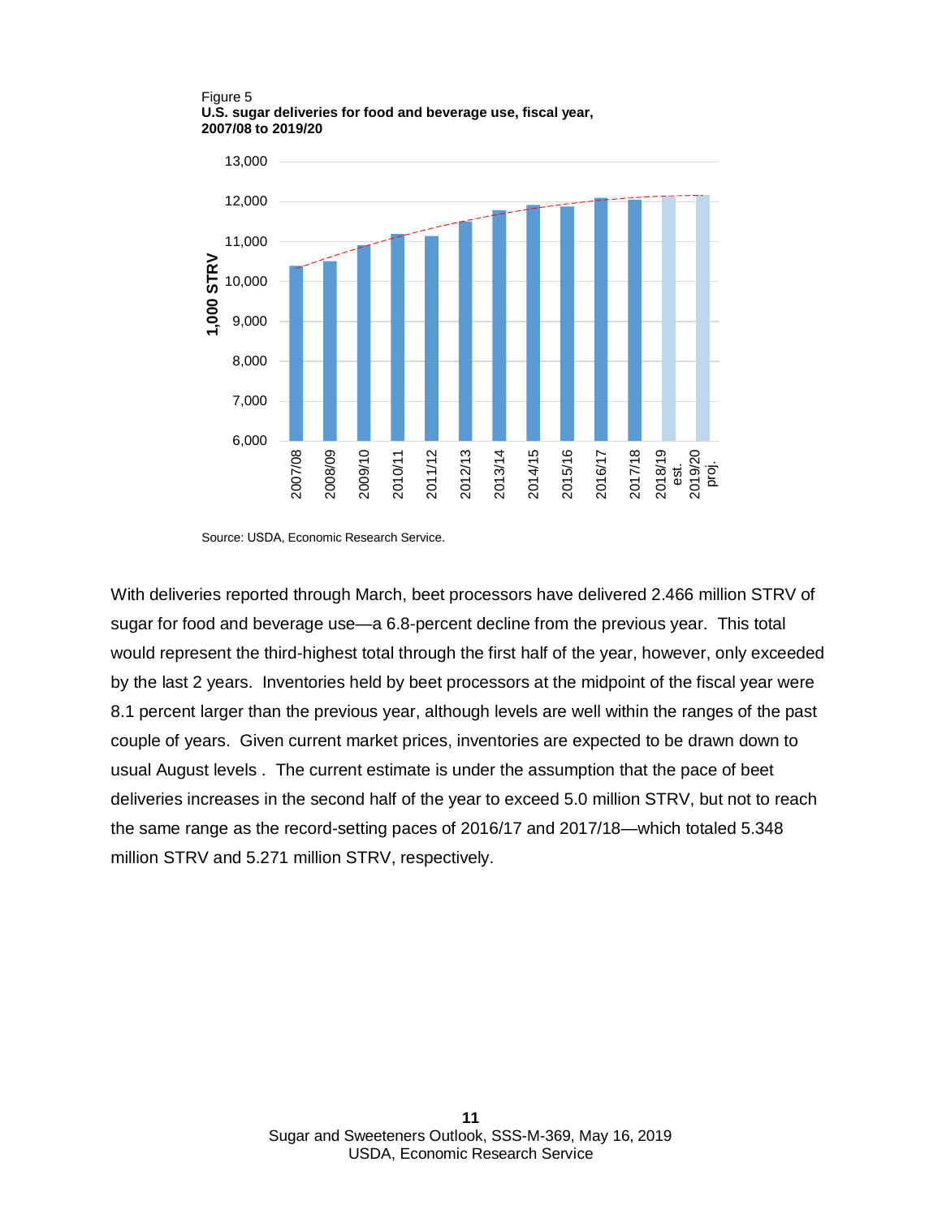Figure 5

**U.S. sugar deliveries for food and beverage use, fiscal year, 2007/08 to 2019/20**

Source: USDA, Economic Research Service.

With deliveries reported through March, beet processors have delivered 2.466 million STRV of sugar for food and beverage use—a 6.8-percent decline from the previous year. This total would represent the third-highest total through the first half of the year, however, only exceeded by the last 2 years. Inventories held by beet processors at the midpoint of the fiscal year were 8.1 percent larger than the previous year, although levels are well within the ranges of the past couple of years. Given current market prices, inventories are expected to be drawn down to usual August levels . The current estimate is under the assumption that the pace of beet deliveries increases in the second half of the year to exceed 5.0 million STRV, but not to reach the same range as the record-setting paces of 2016/17 and 2017/18—which totaled 5.348 million STRV and 5.271 million STRV, respectively.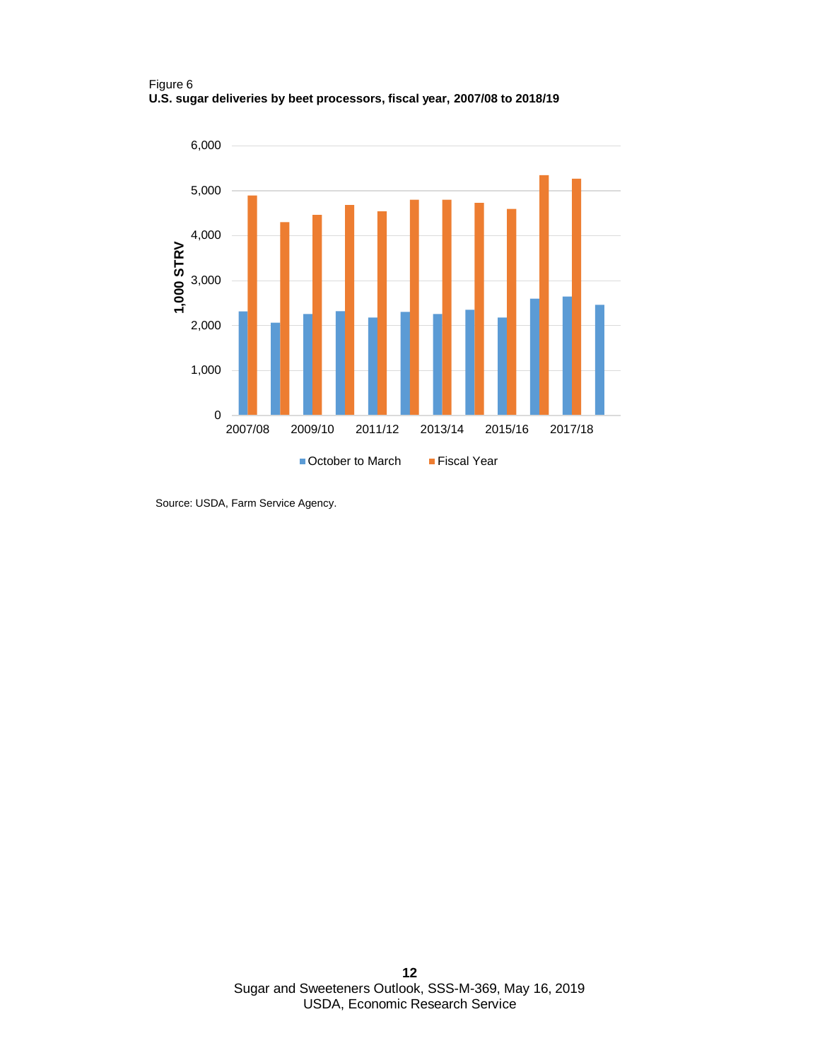Figure 6
**U.S. sugar deliveries by beet processors, fiscal year, 2007/08 to 2018/19**

Source: USDA, Farm Service Agency.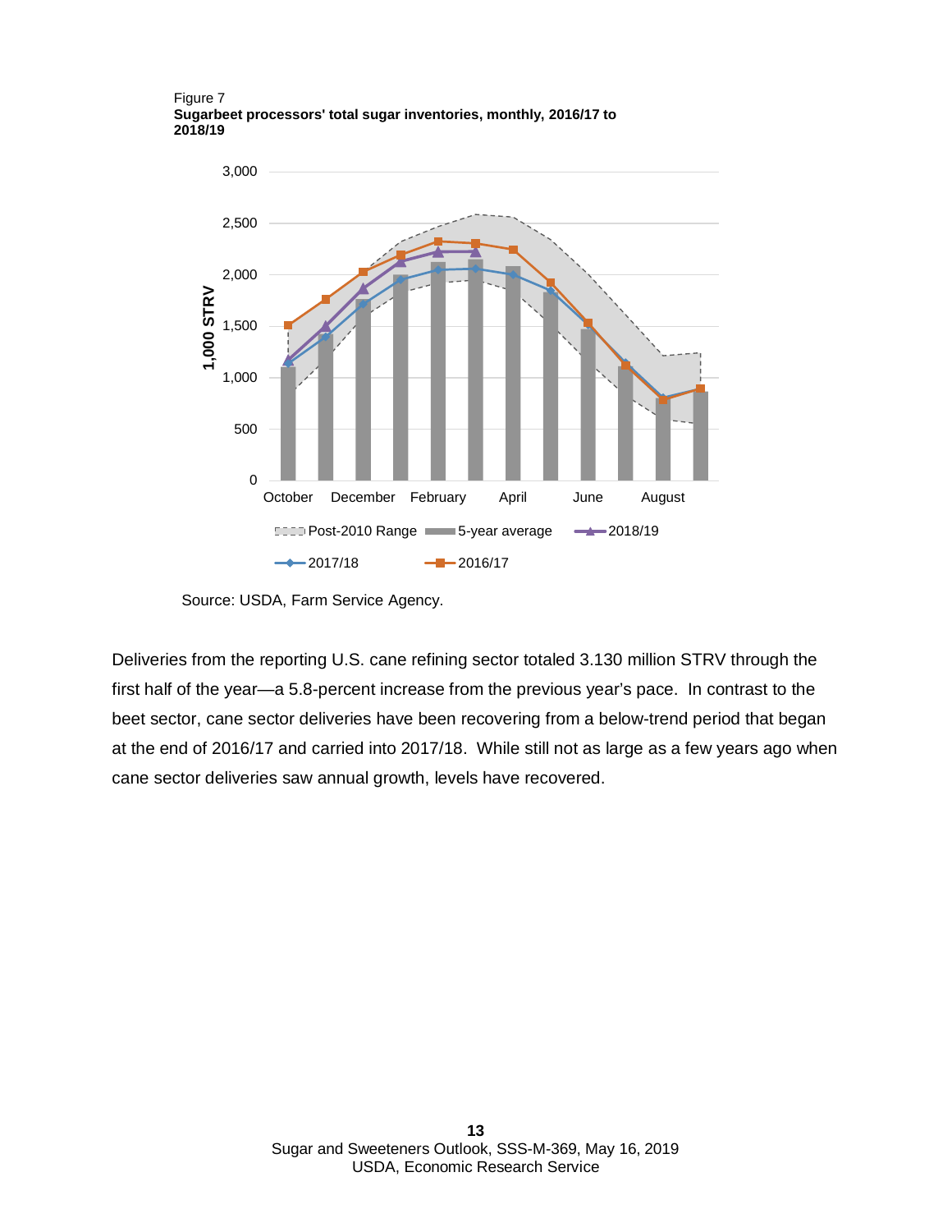Figure 7
**Sugarbeet processors' total sugar inventories, monthly, 2016/17 to 2018/19**

Source: USDA, Farm Service Agency.

Deliveries from the reporting U.S. cane refining sector totaled 3.130 million STRV through the first half of the year—a 5.8-percent increase from the previous year's pace. In contrast to the beet sector, cane sector deliveries have been recovering from a below-trend period that began at the end of 2016/17 and carried into 2017/18. While still not as large as a few years ago when cane sector deliveries saw annual growth, levels have recovered.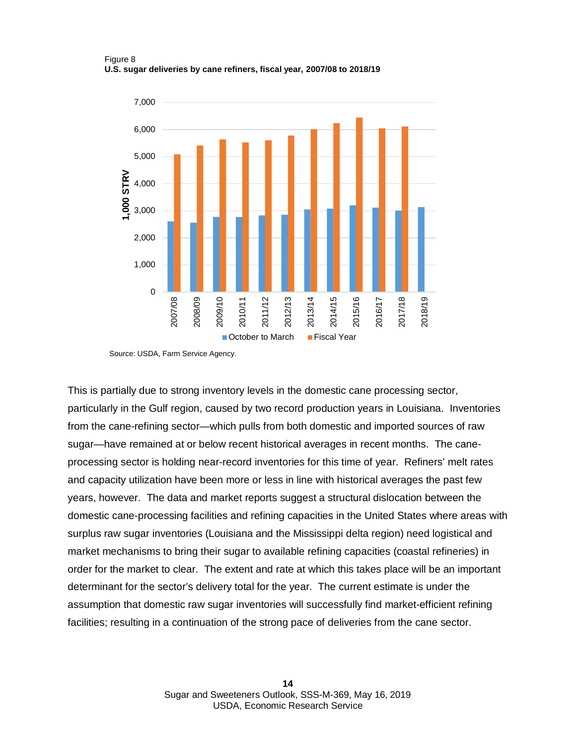Figure 8

**U.S. sugar deliveries by cane refiners, fiscal year, 2007/08 to 2018/19**

Source: USDA, Farm Service Agency.

This is partially due to strong inventory levels in the domestic cane processing sector, particularly in the Gulf region, caused by two record production years in Louisiana. Inventories from the cane-refining sector—which pulls from both domestic and imported sources of raw sugar—have remained at or below recent historical averages in recent months. The cane-processing sector is holding near-record inventories for this time of year. Refiners' melt rates and capacity utilization have been more or less in line with historical averages the past few years, however. The data and market reports suggest a structural dislocation between the domestic cane-processing facilities and refining capacities in the United States where areas with surplus raw sugar inventories (Louisiana and the Mississippi delta region) need logistical and market mechanisms to bring their sugar to available refining capacities (coastal refineries) in order for the market to clear. The extent and rate at which this takes place will be an important determinant for the sector's delivery total for the year. The current estimate is under the assumption that domestic raw sugar inventories will successfully find market-efficient refining facilities; resulting in a continuation of the strong pace of deliveries from the cane sector.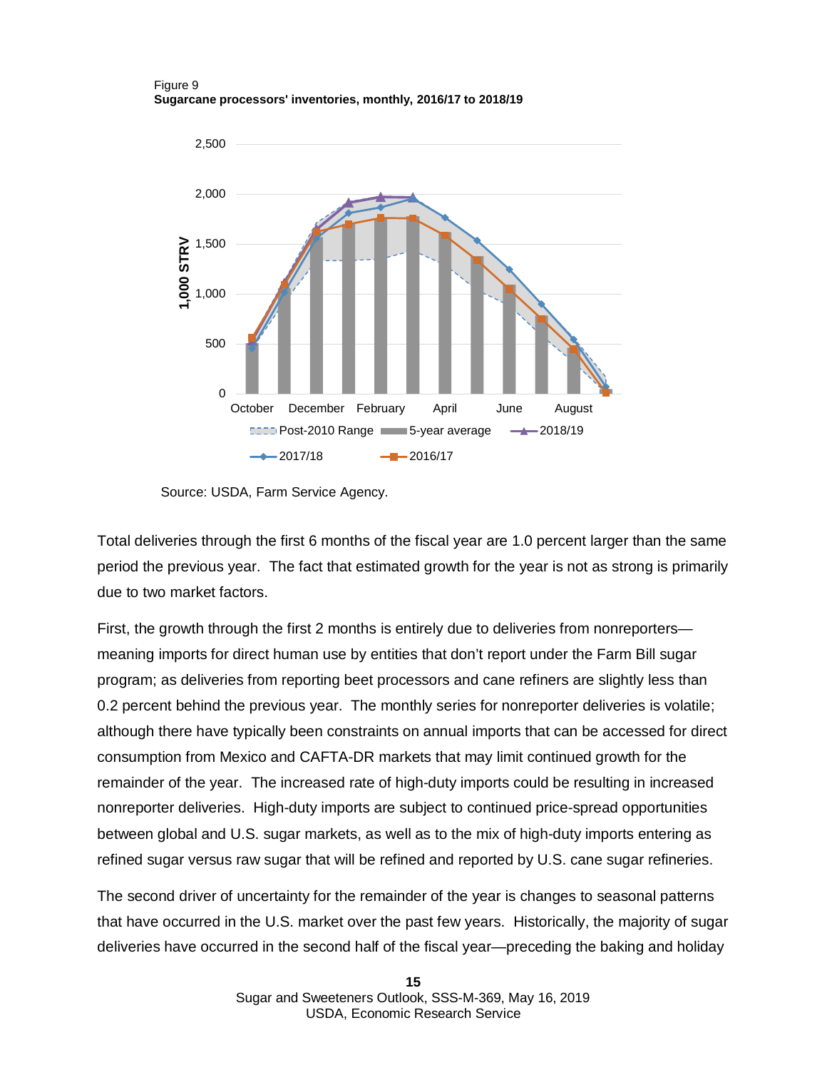Figure 9
**Sugarcane processors' inventories, monthly, 2016/17 to 2018/19**

Source: USDA, Farm Service Agency.

Total deliveries through the first 6 months of the fiscal year are 1.0 percent larger than the same period the previous year. The fact that estimated growth for the year is not as strong is primarily due to two market factors.

First, the growth through the first 2 months is entirely due to deliveries from nonreporters—meaning imports for direct human use by entities that don't report under the Farm Bill sugar program; as deliveries from reporting beet processors and cane refiners are slightly less than 0.2 percent behind the previous year. The monthly series for nonreporter deliveries is volatile; although there have typically been constraints on annual imports that can be accessed for direct consumption from Mexico and CAFTA-DR markets that may limit continued growth for the remainder of the year. The increased rate of high-duty imports could be resulting in increased nonreporter deliveries. High-duty imports are subject to continued price-spread opportunities between global and U.S. sugar markets, as well as to the mix of high-duty imports entering as refined sugar versus raw sugar that will be refined and reported by U.S. cane sugar refineries.

The second driver of uncertainty for the remainder of the year is changes to seasonal patterns that have occurred in the U.S. market over the past few years. Historically, the majority of sugar deliveries have occurred in the second half of the fiscal year—preceding the baking and holiday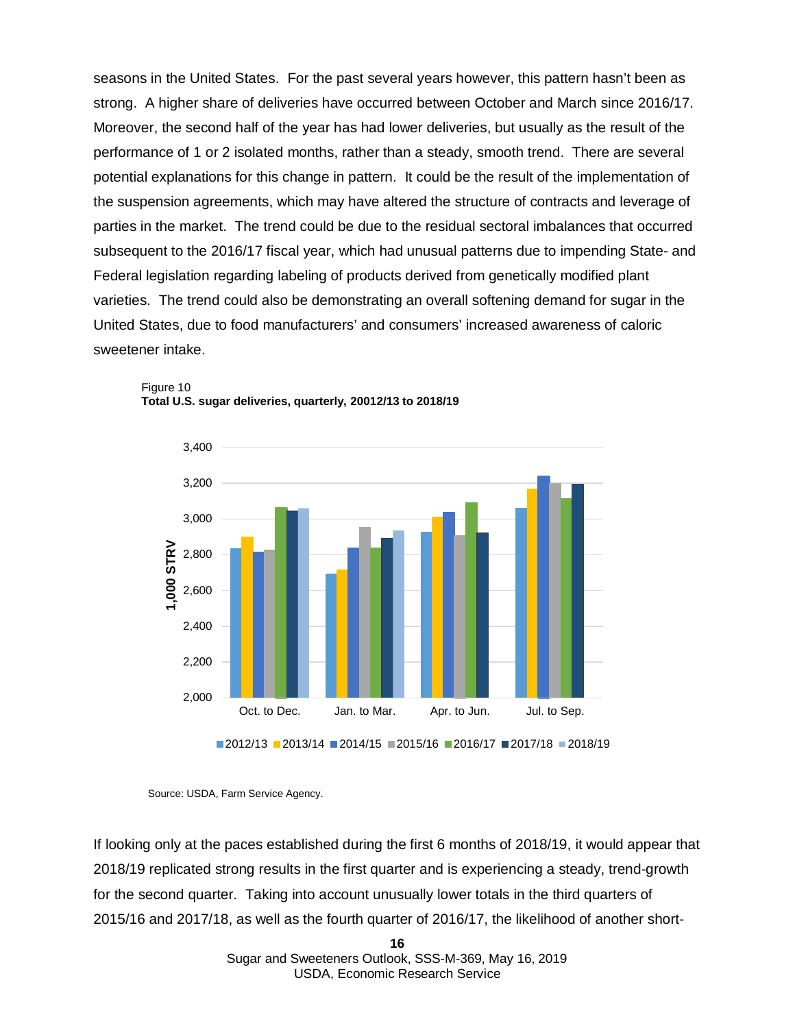seasons in the United States. For the past several years however, this pattern hasn't been as strong. A higher share of deliveries have occurred between October and March since 2016/17. Moreover, the second half of the year has had lower deliveries, but usually as the result of the performance of 1 or 2 isolated months, rather than a steady, smooth trend. There are several potential explanations for this change in pattern. It could be the result of the implementation of the suspension agreements, which may have altered the structure of contracts and leverage of parties in the market. The trend could be due to the residual sectoral imbalances that occurred subsequent to the 2016/17 fiscal year, which had unusual patterns due to impending State- and Federal legislation regarding labeling of products derived from genetically modified plant varieties. The trend could also be demonstrating an overall softening demand for sugar in the United States, due to food manufacturers' and consumers' increased awareness of caloric sweetener intake.

Figure 10
**Total U.S. sugar deliveries, quarterly, 20012/13 to 2018/19**

Source: USDA, Farm Service Agency.

If looking only at the paces established during the first 6 months of 2018/19, it would appear that 2018/19 replicated strong results in the first quarter and is experiencing a steady, trend-growth for the second quarter. Taking into account unusually lower totals in the third quarters of 2015/16 and 2017/18, as well as the fourth quarter of 2016/17, the likelihood of another short-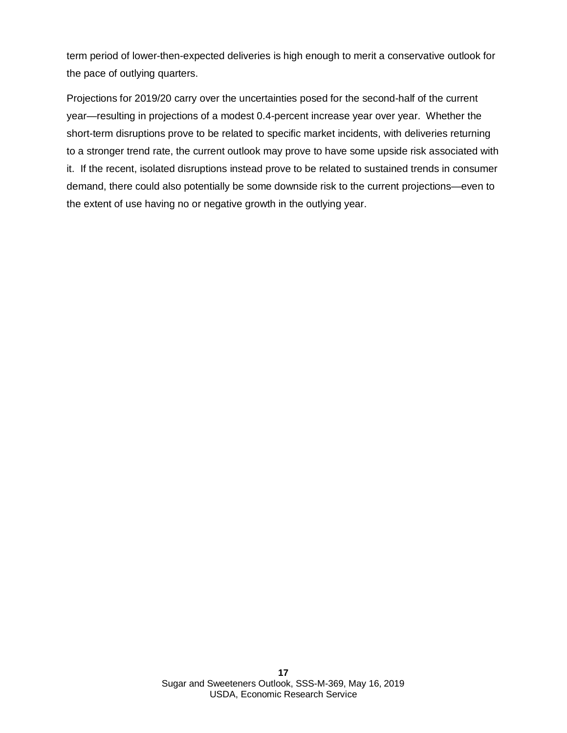term period of lower-then-expected deliveries is high enough to merit a conservative outlook for the pace of outlying quarters.

Projections for 2019/20 carry over the uncertainties posed for the second-half of the current year—resulting in projections of a modest 0.4-percent increase year over year. Whether the short-term disruptions prove to be related to specific market incidents, with deliveries returning to a stronger trend rate, the current outlook may prove to have some upside risk associated with it. If the recent, isolated disruptions instead prove to be related to sustained trends in consumer demand, there could also potentially be some downside risk to the current projections—even to the extent of use having no or negative growth in the outlying year.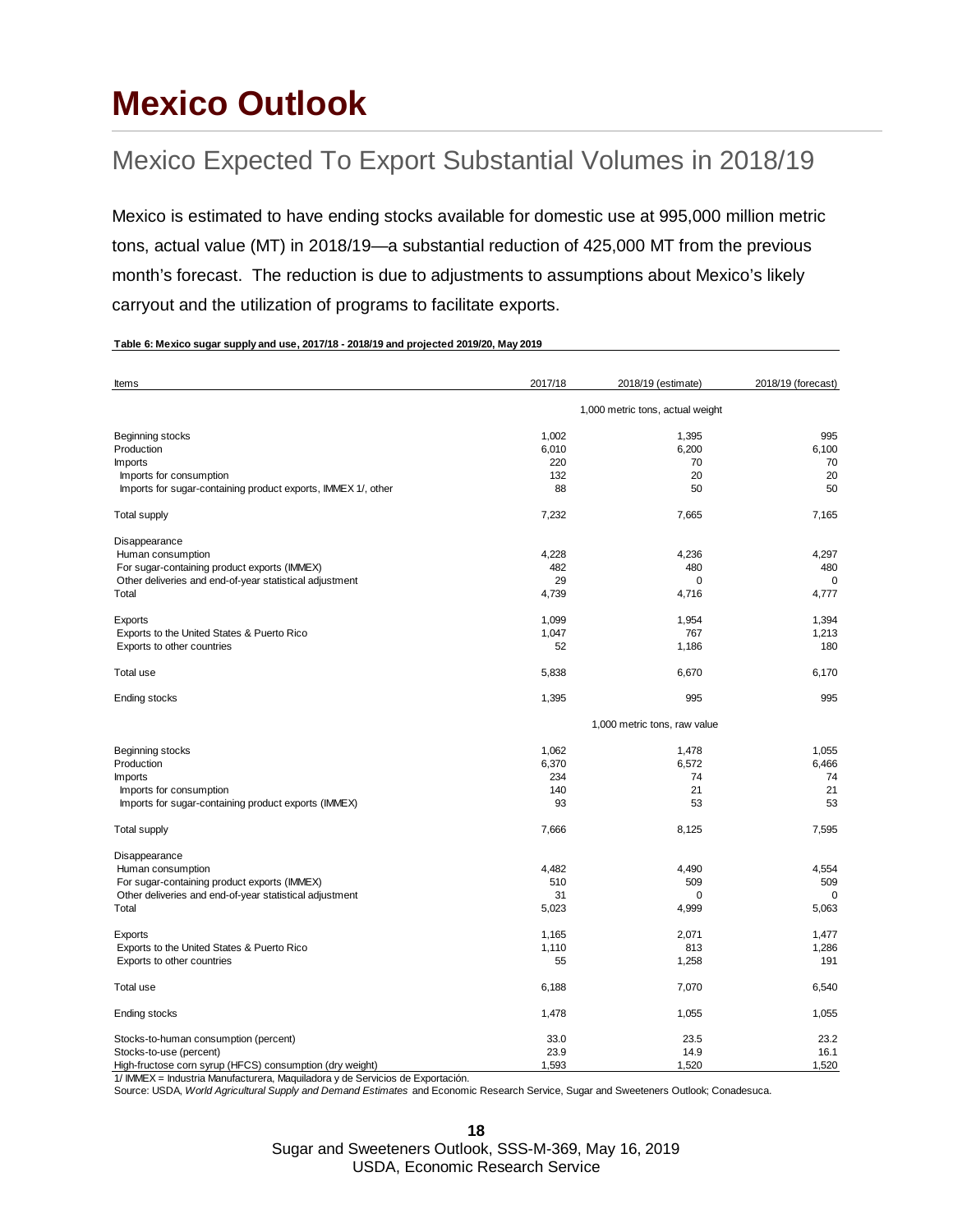# Mexico Outlook

## Mexico Expected To Export Substantial Volumes in 2018/19

Mexico is estimated to have ending stocks available for domestic use at 995,000 million metric tons, actual value (MT) in 2018/19—a substantial reduction of 425,000 MT from the previous month's forecast. The reduction is due to adjustments to assumptions about Mexico's likely carryout and the utilization of programs to facilitate exports.

**Table 6: Mexico sugar supply and use, 2017/18 - 2018/19 and projected 2019/20, May 2019**

| Items | 2017/18 | 2018/19 (estimate) | 2018/19 (forecast) |
|---|---|---|---|
| | | 1,000 metric tons, actual weight | |
| Beginning stocks | 1,002 | 1,395 | 995 |
| Production | 6,010 | 6,200 | 6,100 |
| Imports | 220 | 70 | 70 |
| Imports for consumption | 132 | 20 | 20 |
| Imports for sugar-containing product exports, IMMEX 1/, other | 88 | 50 | 50 |
| Total supply | 7,232 | 7,665 | 7,165 |
| Disappearance | | | |
| Human consumption | 4,228 | 4,236 | 4,297 |
| For sugar-containing product exports (IMMEX) | 482 | 480 | 480 |
| Other deliveries and end-of-year statistical adjustment | 29 | 0 | 0 |
| Total | 4,739 | 4,716 | 4,777 |
| Exports | 1,099 | 1,954 | 1,394 |
| Exports to the United States & Puerto Rico | 1,047 | 767 | 1,213 |
| Exports to other countries | 52 | 1,186 | 180 |
| Total use | 5,838 | 6,670 | 6,170 |
| Ending stocks | 1,395 | 995 | 995 |
| | | 1,000 metric tons, raw value | |
| Beginning stocks | 1,062 | 1,478 | 1,055 |
| Production | 6,370 | 6,572 | 6,466 |
| Imports | 234 | 74 | 74 |
| Imports for consumption | 140 | 21 | 21 |
| Imports for sugar-containing product exports (IMMEX) | 93 | 53 | 53 |
| Total supply | 7,666 | 8,125 | 7,595 |
| Disappearance | | | |
| Human consumption | 4,482 | 4,490 | 4,554 |
| For sugar-containing product exports (IMMEX) | 510 | 509 | 509 |
| Other deliveries and end-of-year statistical adjustment | 31 | 0 | 0 |
| Total | 5,023 | 4,999 | 5,063 |
| Exports | 1,165 | 2,071 | 1,477 |
| Exports to the United States & Puerto Rico | 1,110 | 813 | 1,286 |
| Exports to other countries | 55 | 1,258 | 191 |
| Total use | 6,188 | 7,070 | 6,540 |
| Ending stocks | 1,478 | 1,055 | 1,055 |
| Stocks-to-human consumption (percent) | 33.0 | 23.5 | 23.2 |
| Stocks-to-use (percent) | 23.9 | 14.9 | 16.1 |
| High-fructose corn syrup (HFCS) consumption (dry weight) | 1,593 | 1,520 | 1,520 |

1/ IMMEX = Industria Manufacturera, Maquiladora y de Servicios de Exportación.

Source: USDA, *World Agricultural Supply and Demand Estimates* and Economic Research Service, Sugar and Sweeteners Outlook; Conadesuca.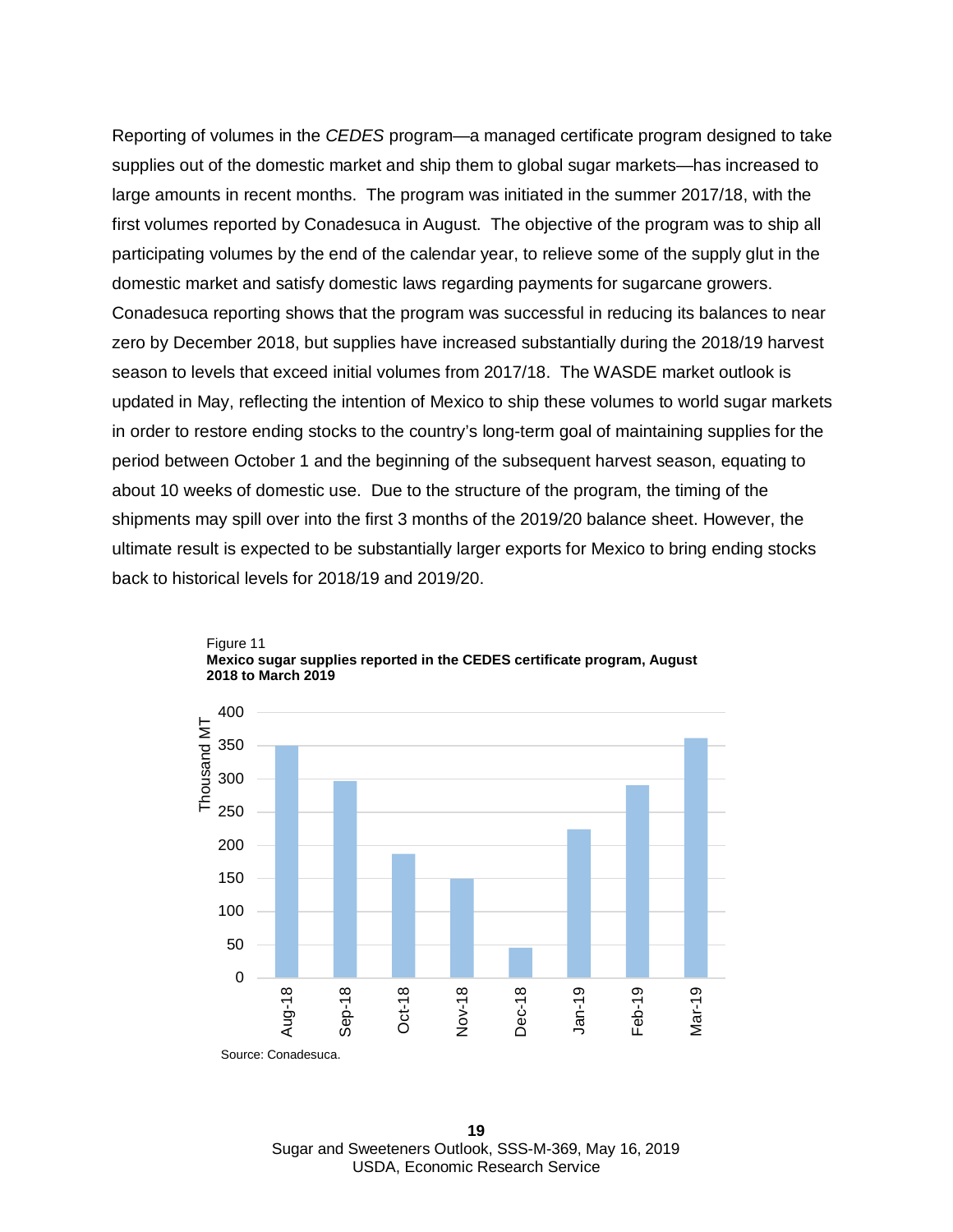Reporting of volumes in the *CEDES* program—a managed certificate program designed to take supplies out of the domestic market and ship them to global sugar markets—has increased to large amounts in recent months. The program was initiated in the summer 2017/18, with the first volumes reported by Conadesuca in August. The objective of the program was to ship all participating volumes by the end of the calendar year, to relieve some of the supply glut in the domestic market and satisfy domestic laws regarding payments for sugarcane growers. Conadesuca reporting shows that the program was successful in reducing its balances to near zero by December 2018, but supplies have increased substantially during the 2018/19 harvest season to levels that exceed initial volumes from 2017/18. The WASDE market outlook is updated in May, reflecting the intention of Mexico to ship these volumes to world sugar markets in order to restore ending stocks to the country's long-term goal of maintaining supplies for the period between October 1 and the beginning of the subsequent harvest season, equating to about 10 weeks of domestic use. Due to the structure of the program, the timing of the shipments may spill over into the first 3 months of the 2019/20 balance sheet. However, the ultimate result is expected to be substantially larger exports for Mexico to bring ending stocks back to historical levels for 2018/19 and 2019/20.

Figure 11

**Mexico sugar supplies reported in the CEDES certificate program, August 2018 to March 2019**

| Month | Thousand MT |
|---|---|
| Aug-18 | 350 |
| Sep-18 | 297 |
| Oct-18 | 187 |
| Nov-18 | 150 |
| Dec-18 | 45 |
| Jan-19 | 224 |
| Feb-19 | 291 |
| Mar-19 | 361 |

Source: Conadesuca.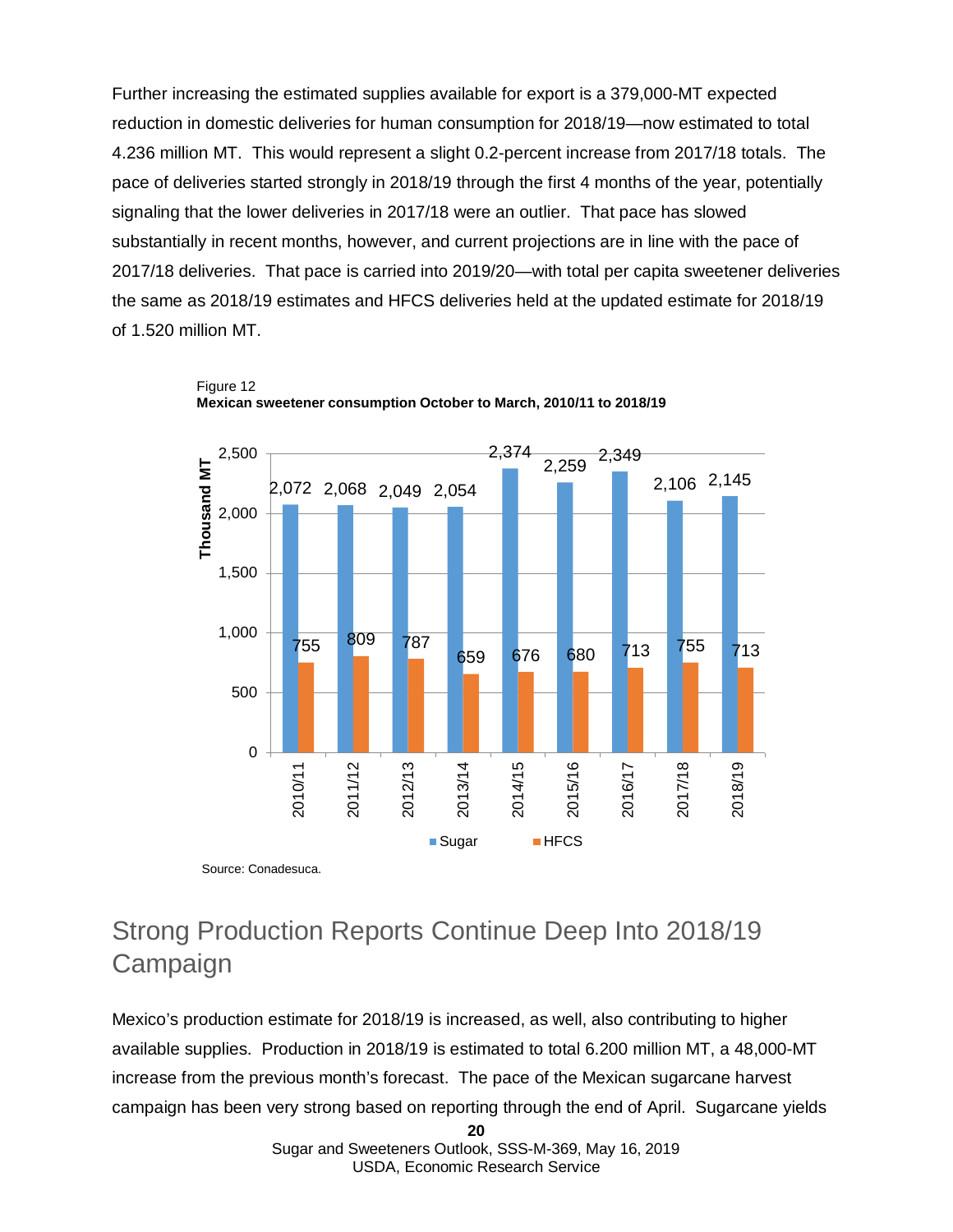Further increasing the estimated supplies available for export is a 379,000-MT expected reduction in domestic deliveries for human consumption for 2018/19—now estimated to total 4.236 million MT. This would represent a slight 0.2-percent increase from 2017/18 totals. The pace of deliveries started strongly in 2018/19 through the first 4 months of the year, potentially signaling that the lower deliveries in 2017/18 were an outlier. That pace has slowed substantially in recent months, however, and current projections are in line with the pace of 2017/18 deliveries. That pace is carried into 2019/20—with total per capita sweetener deliveries the same as 2018/19 estimates and HFCS deliveries held at the updated estimate for 2018/19 of 1.520 million MT.

Figure 12
**Mexican sweetener consumption October to March, 2010/11 to 2018/19**

| Year | Sugar (Thousand MT) | HFCS (Thousand MT) |
|---|---|---|
| 2010/11 | 2,072 | 755 |
| 2011/12 | 2,068 | 809 |
| 2012/13 | 2,049 | 787 |
| 2013/14 | 2,054 | 659 |
| 2014/15 | 2,374 | 676 |
| 2015/16 | 2,259 | 680 |
| 2016/17 | 2,349 | 713 |
| 2017/18 | 2,106 | 755 |
| 2018/19 | 2,145 | 713 |

Source: Conadesuca.

## Strong Production Reports Continue Deep Into 2018/19 Campaign

Mexico's production estimate for 2018/19 is increased, as well, also contributing to higher available supplies. Production in 2018/19 is estimated to total 6.200 million MT, a 48,000-MT increase from the previous month's forecast. The pace of the Mexican sugarcane harvest campaign has been very strong based on reporting through the end of April. Sugarcane yields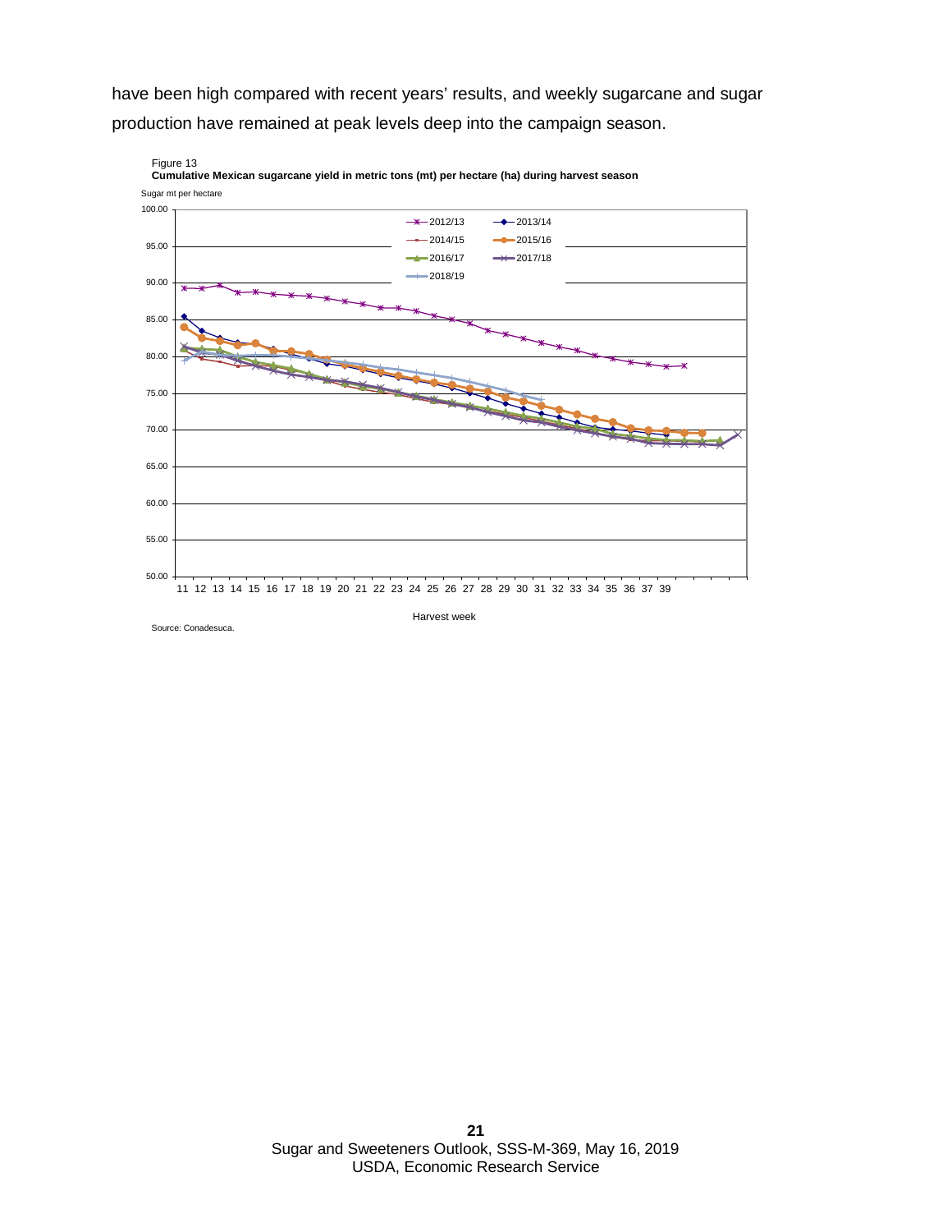have been high compared with recent years' results, and weekly sugarcane and sugar production have remained at peak levels deep into the campaign season.

Figure 13
**Cumulative Mexican sugarcane yield in metric tons (mt) per hectare (ha) during harvest season**

Source: Conadesuca.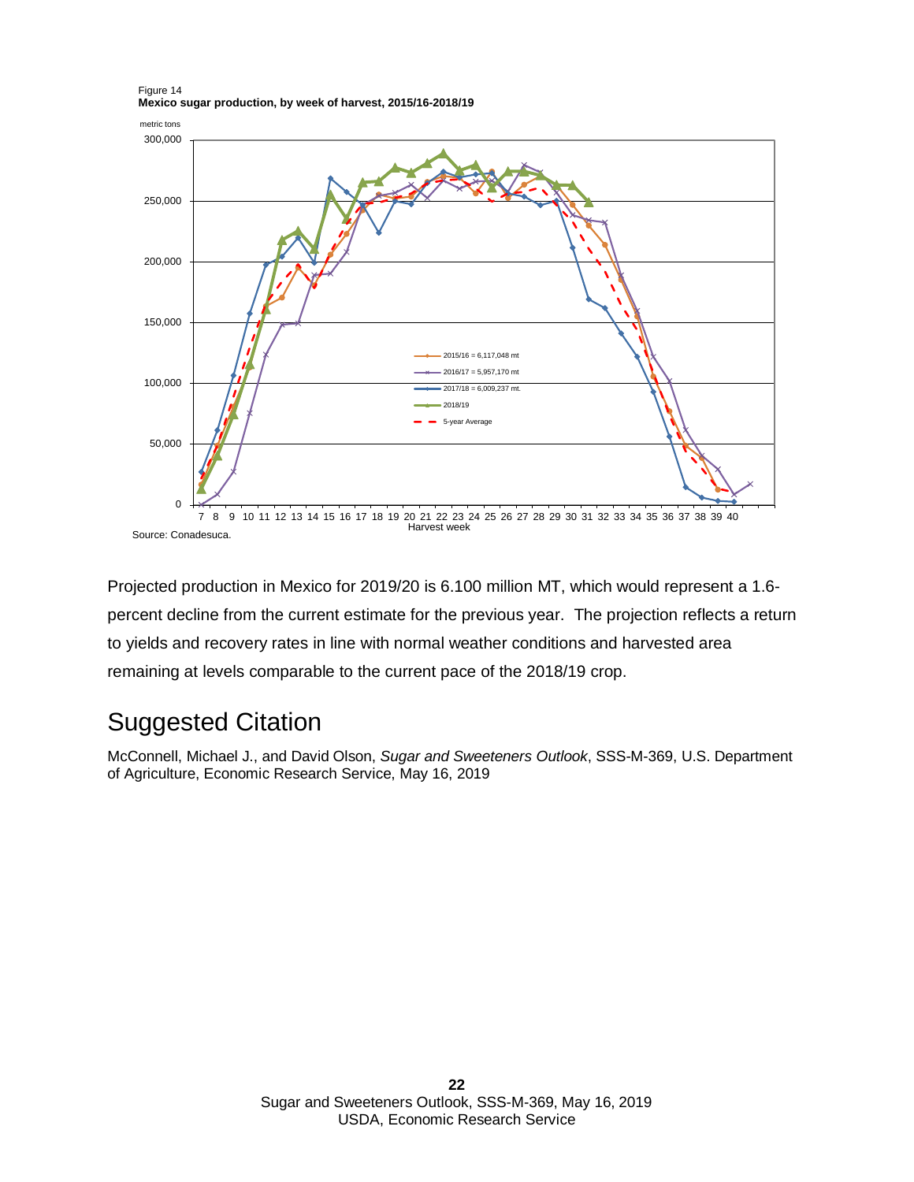Figure 14
**Mexico sugar production, by week of harvest, 2015/16-2018/19**

metric tons

300,000
250,000
200,000
150,000
100,000
50,000
0

7 8 9 10 11 12 13 14 15 16 17 18 19 20 21 22 23 24 25 26 27 28 29 30 31 32 33 34 35 36 37 38 39 40

Harvest week

2015/16 = 6,117,048 mt
2016/17 = 5,957,170 mt
2017/18 = 6,009,237 mt.
2018/19
5-year Average

Source: Conadesuca.

Projected production in Mexico for 2019/20 is 6.100 million MT, which would represent a 1.6-percent decline from the current estimate for the previous year. The projection reflects a return to yields and recovery rates in line with normal weather conditions and harvested area remaining at levels comparable to the current pace of the 2018/19 crop.

## Suggested Citation

McConnell, Michael J., and David Olson, *Sugar and Sweeteners Outlook*, SSS-M-369, U.S. Department of Agriculture, Economic Research Service, May 16, 2019